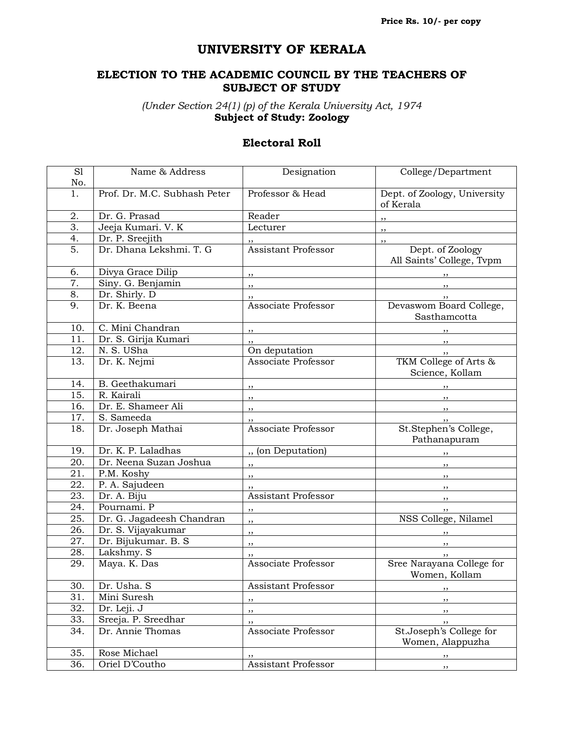Price Rs. 10/- per copy

# UNIVERSITY OF KERALA

## ELECTION TO THE ACADEMIC COUNCIL BY THE TEACHERS OF SUBJECT OF STUDY

*(Under Section 24(1) (p) of the Kerala University Act, 1974*

**Subject of Study: Zoology**

## Electoral Roll

| Sl No. | Name & Address | Designation | College/Department |
|---|---|---|---|
| 1. | Prof. Dr. M.C. Subhash Peter | Professor & Head | Dept. of Zoology, University of Kerala |
| 2. | Dr. G. Prasad | Reader | ,, |
| 3. | Jeeja Kumari. V. K | Lecturer | ,, |
| 4. | Dr. P. Sreejith | ,, | ,, |
| 5. | Dr. Dhana Lekshmi. T. G | Assistant Professor | Dept. of Zoology All Saints' College, Tvpm |
| 6. | Divya Grace Dilip | ,, | ,, |
| 7. | Siny. G. Benjamin | ,, | ,, |
| 8. | Dr. Shirly. D | ,, | ,, |
| 9. | Dr. K. Beena | Associate Professor | Devaswom Board College, Sasthamcotta |
| 10. | C. Mini Chandran | ,, | ,, |
| 11. | Dr. S. Girija Kumari | ,, | ,, |
| 12. | N. S. USha | On deputation | ,, |
| 13. | Dr. K. Nejmi | Associate Professor | TKM College of Arts & Science, Kollam |
| 14. | B. Geethakumari | ,, | ,, |
| 15. | R. Kairali | ,, | ,, |
| 16. | Dr. E. Shameer Ali | ,, | ,, |
| 17. | S. Sameeda | ,, | ,, |
| 18. | Dr. Joseph Mathai | Associate Professor | St.Stephen's College, Pathanapuram |
| 19. | Dr. K. P. Laladhas | ,, (on Deputation) | ,, |
| 20. | Dr. Neena Suzan Joshua | ,, | ,, |
| 21. | P.M. Koshy | ,, | ,, |
| 22. | P. A. Sajudeen | ,, | ,, |
| 23. | Dr. A. Biju | Assistant Professor | ,, |
| 24. | Pournami. P | ,, | ,, |
| 25. | Dr. G. Jagadeesh Chandran | ,, | NSS College, Nilamel |
| 26. | Dr. S. Vijayakumar | ,, | ,, |
| 27. | Dr. Bijukumar. B. S | ,, | ,, |
| 28. | Lakshmy. S | ,, | ,, |
| 29. | Maya. K. Das | Associate Professor | Sree Narayana College for Women, Kollam |
| 30. | Dr. Usha. S | Assistant Professor | ,, |
| 31. | Mini Suresh | ,, | ,, |
| 32. | Dr. Leji. J | ,, | ,, |
| 33. | Sreeja. P. Sreedhar | ,, | ,, |
| 34. | Dr. Annie Thomas | Associate Professor | St.Joseph's College for Women, Alappuzha |
| 35. | Rose Michael | ,, | ,, |
| 36. | Oriel D'Coutho | Assistant Professor | ,, |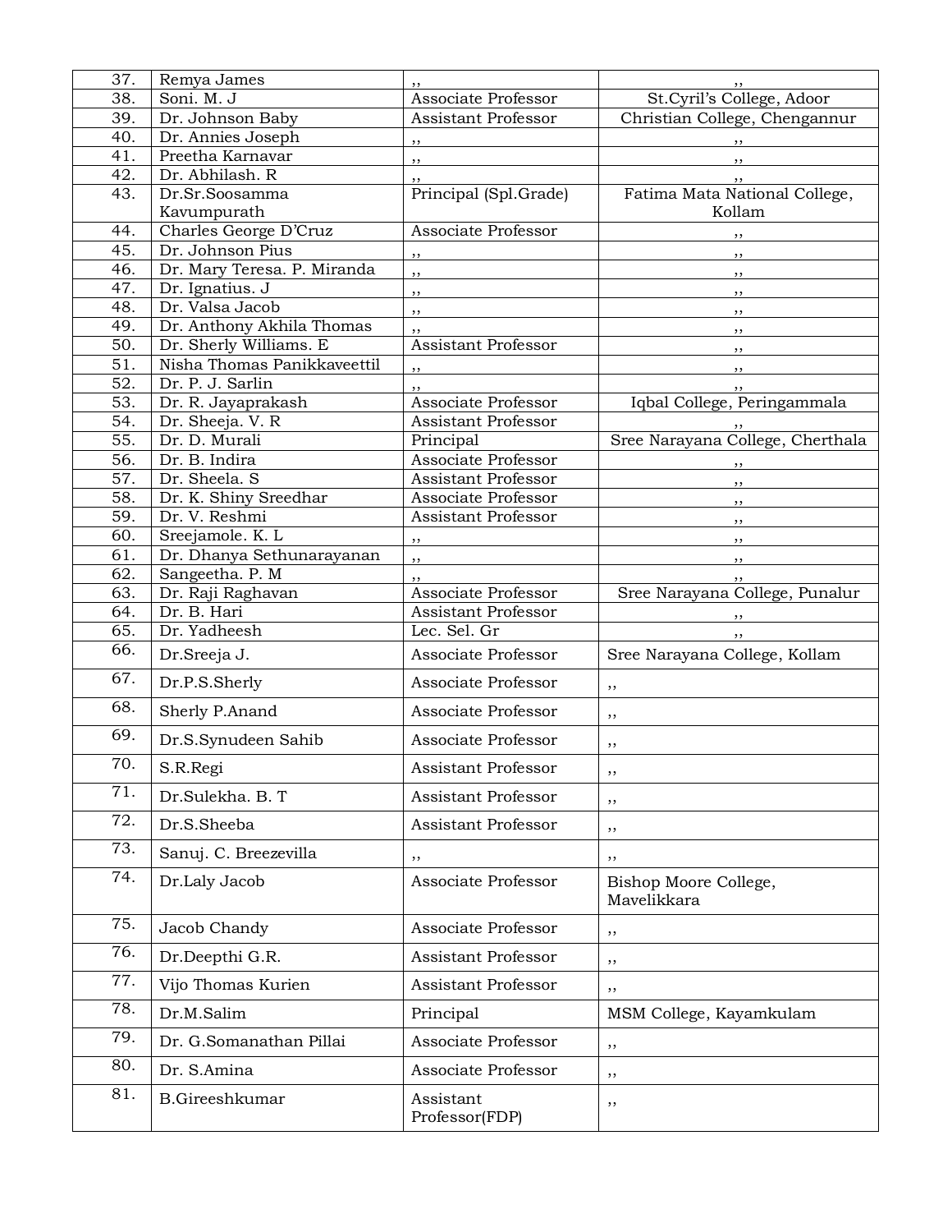| | | | |
|---|---|---|---|
| 37. | Remya James | ,, | ,, |
| 38. | Soni. M. J | Associate Professor | St.Cyril's College, Adoor |
| 39. | Dr. Johnson Baby | Assistant Professor | Christian College, Chengannur |
| 40. | Dr. Annies Joseph | ,, | ,, |
| 41. | Preetha Karnavar | ,, | ,, |
| 42. | Dr. Abhilash. R | ,, | ,, |
| 43. | Dr.Sr.Soosamma Kavumpurath | Principal (Spl.Grade) | Fatima Mata National College, Kollam |
| 44. | Charles George D'Cruz | Associate Professor | ,, |
| 45. | Dr. Johnson Pius | ,, | ,, |
| 46. | Dr. Mary Teresa. P. Miranda | ,, | ,, |
| 47. | Dr. Ignatius. J | ,, | ,, |
| 48. | Dr. Valsa Jacob | ,, | ,, |
| 49. | Dr. Anthony Akhila Thomas | ,, | ,, |
| 50. | Dr. Sherly Williams. E | Assistant Professor | ,, |
| 51. | Nisha Thomas Panikkaveettil | ,, | ,, |
| 52. | Dr. P. J. Sarlin | ,, | ,, |
| 53. | Dr. R. Jayaprakash | Associate Professor | Iqbal College, Peringammala |
| 54. | Dr. Sheeja. V. R | Assistant Professor | ,, |
| 55. | Dr. D. Murali | Principal | Sree Narayana College, Cherthala |
| 56. | Dr. B. Indira | Associate Professor | ,, |
| 57. | Dr. Sheela. S | Assistant Professor | ,, |
| 58. | Dr. K. Shiny Sreedhar | Associate Professor | ,, |
| 59. | Dr. V. Reshmi | Assistant Professor | ,, |
| 60. | Sreejamole. K. L | ,, | ,, |
| 61. | Dr. Dhanya Sethunarayanan | ,, | ,, |
| 62. | Sangeetha. P. M | ,, | ,, |
| 63. | Dr. Raji Raghavan | Associate Professor | Sree Narayana College, Punalur |
| 64. | Dr. B. Hari | Assistant Professor | ,, |
| 65. | Dr. Yadheesh | Lec. Sel. Gr | ,, |
| 66. | Dr.Sreeja J. | Associate Professor | Sree Narayana College, Kollam |
| 67. | Dr.P.S.Sherly | Associate Professor | ,, |
| 68. | Sherly P.Anand | Associate Professor | ,, |
| 69. | Dr.S.Synudeen Sahib | Associate Professor | ,, |
| 70. | S.R.Regi | Assistant Professor | ,, |
| 71. | Dr.Sulekha. B. T | Assistant Professor | ,, |
| 72. | Dr.S.Sheeba | Assistant Professor | ,, |
| 73. | Sanuj. C. Breezevilla | ,, | ,, |
| 74. | Dr.Laly Jacob | Associate Professor | Bishop Moore College, Mavelikkara |
| 75. | Jacob Chandy | Associate Professor | ,, |
| 76. | Dr.Deepthi G.R. | Assistant Professor | ,, |
| 77. | Vijo Thomas Kurien | Assistant Professor | ,, |
| 78. | Dr.M.Salim | Principal | MSM College, Kayamkulam |
| 79. | Dr. G.Somanathan Pillai | Associate Professor | ,, |
| 80. | Dr. S.Amina | Associate Professor | ,, |
| 81. | B.Gireeshkumar | Assistant Professor(FDP) | ,, |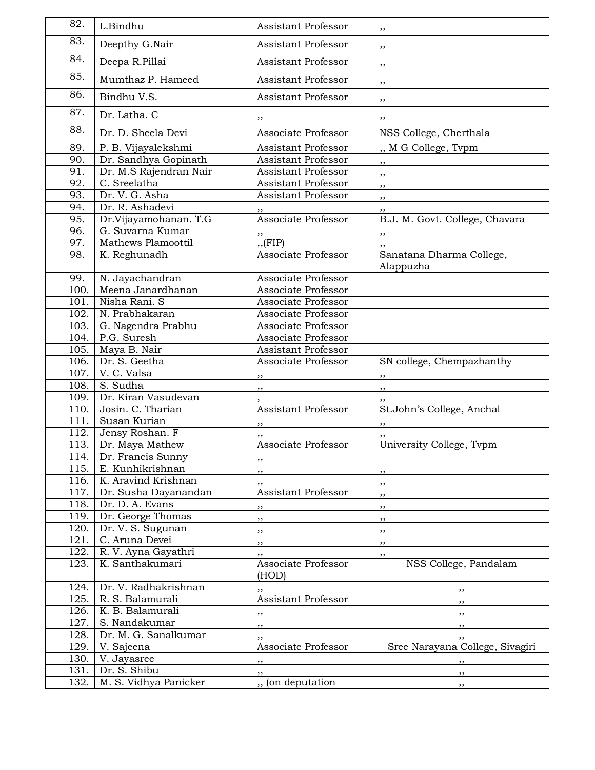| | | | |
|---|---|---|---|
| 82. | L.Bindhu | Assistant Professor | ,, |
| 83. | Deepthy G.Nair | Assistant Professor | ,, |
| 84. | Deepa R.Pillai | Assistant Professor | ,, |
| 85. | Mumthaz P. Hameed | Assistant Professor | ,, |
| 86. | Bindhu V.S. | Assistant Professor | ,, |
| 87. | Dr. Latha. C | ,, | ,, |
| 88. | Dr. D. Sheela Devi | Associate Professor | NSS College, Cherthala |
| 89. | P. B. Vijayalekshmi | Assistant Professor | ,, M G College, Tvpm |
| 90. | Dr. Sandhya Gopinath | Assistant Professor | ,, |
| 91. | Dr. M.S Rajendran Nair | Assistant Professor | ,, |
| 92. | C. Sreelatha | Assistant Professor | ,, |
| 93. | Dr. V. G. Asha | Assistant Professor | ,, |
| 94. | Dr. R. Ashadevi | ,, | ,, |
| 95. | Dr.Vijayamohanan. T.G | Associate Professor | B.J. M. Govt. College, Chavara |
| 96. | G. Suvarna Kumar | ,, | ,, |
| 97. | Mathews Plamoottil | ,,(FIP) | ,, |
| 98. | K. Reghunadh | Associate Professor | Sanatana Dharma College, Alappuzha |
| 99. | N. Jayachandran | Associate Professor | |
| 100. | Meena Janardhanan | Associate Professor | |
| 101. | Nisha Rani. S | Associate Professor | |
| 102. | N. Prabhakaran | Associate Professor | |
| 103. | G. Nagendra Prabhu | Associate Professor | |
| 104. | P.G. Suresh | Associate Professor | |
| 105. | Maya B. Nair | Assistant Professor | |
| 106. | Dr. S. Geetha | Associate Professor | SN college, Chempazhanthy |
| 107. | V. C. Valsa | ,, | ,, |
| 108. | S. Sudha | ,, | ,, |
| 109. | Dr. Kiran Vasudevan | , | ,, |
| 110. | Josin. C. Tharian | Assistant Professor | St.John's College, Anchal |
| 111. | Susan Kurian | ,, | ,, |
| 112. | Jensy Roshan. F | ,, | ,, |
| 113. | Dr. Maya Mathew | Associate Professor | University College, Tvpm |
| 114. | Dr. Francis Sunny | ,, | |
| 115. | E. Kunhikrishnan | ,, | ,, |
| 116. | K. Aravind Krishnan | ,, | ,, |
| 117. | Dr. Susha Dayanandan | Assistant Professor | ,, |
| 118. | Dr. D. A. Evans | ,, | ,, |
| 119. | Dr. George Thomas | ,, | ,, |
| 120. | Dr. V. S. Sugunan | ,, | ,, |
| 121. | C. Aruna Devei | ,, | ,, |
| 122. | R. V. Ayna Gayathri | ,, | ,, |
| 123. | K. Santhakumari | Associate Professor (HOD) | NSS College, Pandalam |
| 124. | Dr. V. Radhakrishnan | ,, | ,, |
| 125. | R. S. Balamurali | Assistant Professor | ,, |
| 126. | K. B. Balamurali | ,, | ,, |
| 127. | S. Nandakumar | ,, | ,, |
| 128. | Dr. M. G. Sanalkumar | ,, | ,, |
| 129. | V. Sajeena | Associate Professor | Sree Narayana College, Sivagiri |
| 130. | V. Jayasree | ,, | ,, |
| 131. | Dr. S. Shibu | ,, | ,, |
| 132. | M. S. Vidhya Panicker | ,, (on deputation | ,, |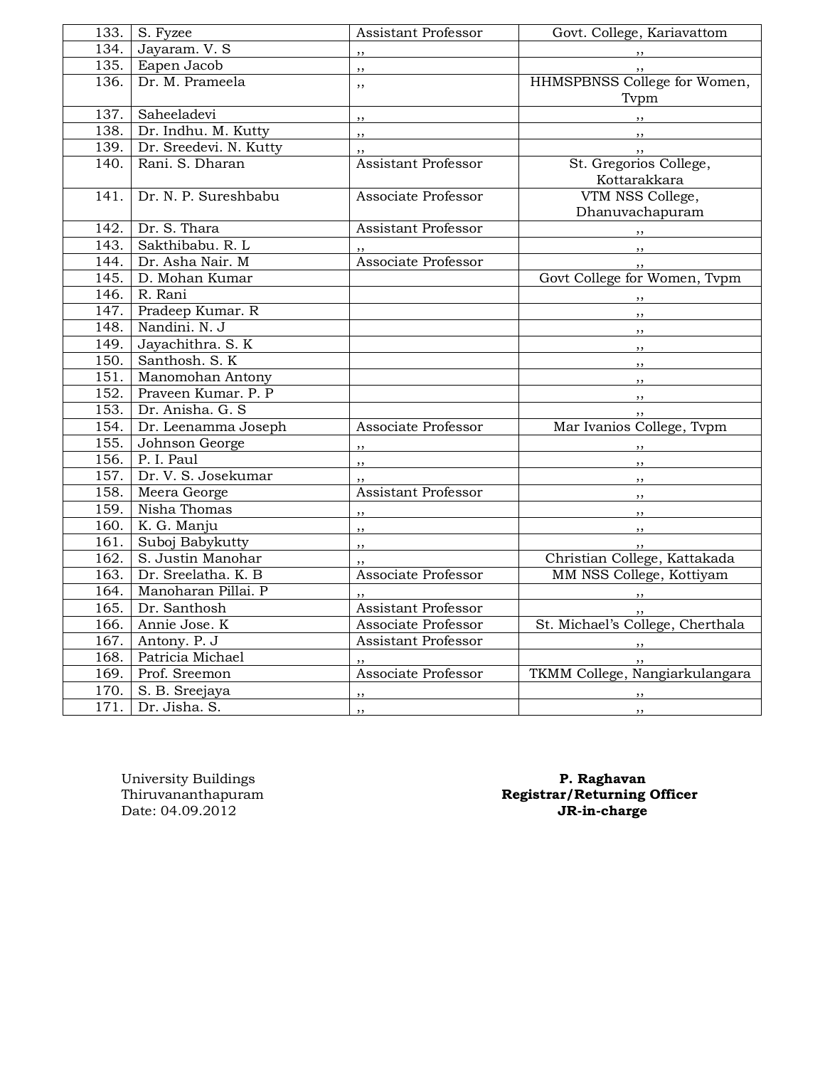| | | | |
|---|---|---|---|
| 133. | S. Fyzee | Assistant Professor | Govt. College, Kariavattom |
| 134. | Jayaram. V. S | ,, | ,, |
| 135. | Eapen Jacob | ,, | ,, |
| 136. | Dr. M. Prameela | ,, | HHMSPBNSS College for Women, Tvpm |
| 137. | Saheeladevi | ,, | ,, |
| 138. | Dr. Indhu. M. Kutty | ,, | ,, |
| 139. | Dr. Sreedevi. N. Kutty | ,, | ,, |
| 140. | Rani. S. Dharan | Assistant Professor | St. Gregorios College, Kottarakkara |
| 141. | Dr. N. P. Sureshbabu | Associate Professor | VTM NSS College, Dhanuvachapuram |
| 142. | Dr. S. Thara | Assistant Professor | ,, |
| 143. | Sakthibabu. R. L | ,, | ,, |
| 144. | Dr. Asha Nair. M | Associate Professor | ,, |
| 145. | D. Mohan Kumar | | Govt College for Women, Tvpm |
| 146. | R. Rani | | ,, |
| 147. | Pradeep Kumar. R | | ,, |
| 148. | Nandini. N. J | | ,, |
| 149. | Jayachithra. S. K | | ,, |
| 150. | Santhosh. S. K | | ,, |
| 151. | Manomohan Antony | | ,, |
| 152. | Praveen Kumar. P. P | | ,, |
| 153. | Dr. Anisha. G. S | | ,, |
| 154. | Dr. Leenamma Joseph | Associate Professor | Mar Ivanios College, Tvpm |
| 155. | Johnson George | ,, | ,, |
| 156. | P. I. Paul | ,, | ,, |
| 157. | Dr. V. S. Josekumar | ,, | ,, |
| 158. | Meera George | Assistant Professor | ,, |
| 159. | Nisha Thomas | ,, | ,, |
| 160. | K. G. Manju | ,, | ,, |
| 161. | Suboj Babykutty | ,, | ,, |
| 162. | S. Justin Manohar | ,, | Christian College, Kattakada |
| 163. | Dr. Sreelatha. K. B | Associate Professor | MM NSS College, Kottiyam |
| 164. | Manoharan Pillai. P | ,, | ,, |
| 165. | Dr. Santhosh | Assistant Professor | ,, |
| 166. | Annie Jose. K | Associate Professor | St. Michael's College, Cherthala |
| 167. | Antony. P. J | Assistant Professor | ,, |
| 168. | Patricia Michael | ,, | ,, |
| 169. | Prof. Sreemon | Associate Professor | TKMM College, Nangiarkulangara |
| 170. | S. B. Sreejaya | ,, | ,, |
| 171. | Dr. Jisha. S. | ,, | ,, |

University Buildings
Thiruvananthapuram
Date: 04.09.2012

**P. Raghavan**
**Registrar/Returning Officer**
**JR-in-charge**